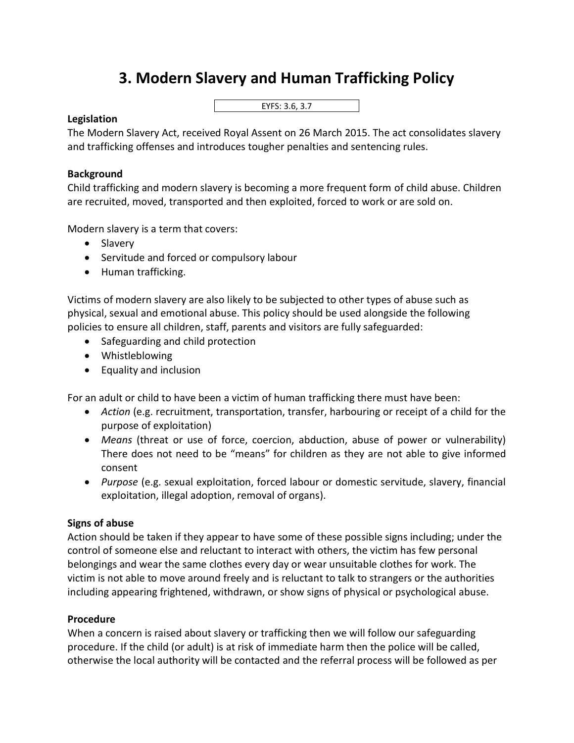# 3. Modern Slavery and Human Trafficking Policy

EYFS: 3.6, 3.7

**Legislation**

The Modern Slavery Act, received Royal Assent on 26 March 2015. The act consolidates slavery and trafficking offenses and introduces tougher penalties and sentencing rules.

**Background**

Child trafficking and modern slavery is becoming a more frequent form of child abuse. Children are recruited, moved, transported and then exploited, forced to work or are sold on.

Modern slavery is a term that covers:

- Slavery
- Servitude and forced or compulsory labour
- Human trafficking.

Victims of modern slavery are also likely to be subjected to other types of abuse such as physical, sexual and emotional abuse. This policy should be used alongside the following policies to ensure all children, staff, parents and visitors are fully safeguarded:

- Safeguarding and child protection
- Whistleblowing
- Equality and inclusion

For an adult or child to have been a victim of human trafficking there must have been:

- *Action* (e.g. recruitment, transportation, transfer, harbouring or receipt of a child for the purpose of exploitation)
- *Means* (threat or use of force, coercion, abduction, abuse of power or vulnerability) There does not need to be "means" for children as they are not able to give informed consent
- *Purpose* (e.g. sexual exploitation, forced labour or domestic servitude, slavery, financial exploitation, illegal adoption, removal of organs).

**Signs of abuse**

Action should be taken if they appear to have some of these possible signs including; under the control of someone else and reluctant to interact with others, the victim has few personal belongings and wear the same clothes every day or wear unsuitable clothes for work. The victim is not able to move around freely and is reluctant to talk to strangers or the authorities including appearing frightened, withdrawn, or show signs of physical or psychological abuse.

**Procedure**

When a concern is raised about slavery or trafficking then we will follow our safeguarding procedure. If the child (or adult) is at risk of immediate harm then the police will be called, otherwise the local authority will be contacted and the referral process will be followed as per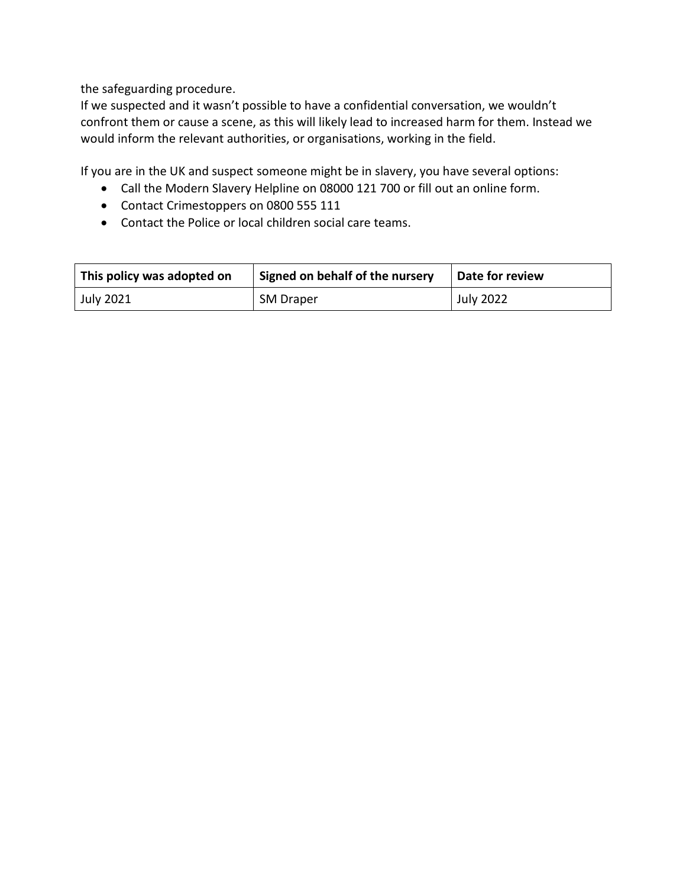the safeguarding procedure.
If we suspected and it wasn't possible to have a confidential conversation, we wouldn't confront them or cause a scene, as this will likely lead to increased harm for them. Instead we would inform the relevant authorities, or organisations, working in the field.

If you are in the UK and suspect someone might be in slavery, you have several options:

- Call the Modern Slavery Helpline on 08000 121 700 or fill out an online form.
- Contact Crimestoppers on 0800 555 111
- Contact the Police or local children social care teams.

| This policy was adopted on | Signed on behalf of the nursery | Date for review |
|---|---|---|
| July 2021 | SM Draper | July 2022 |